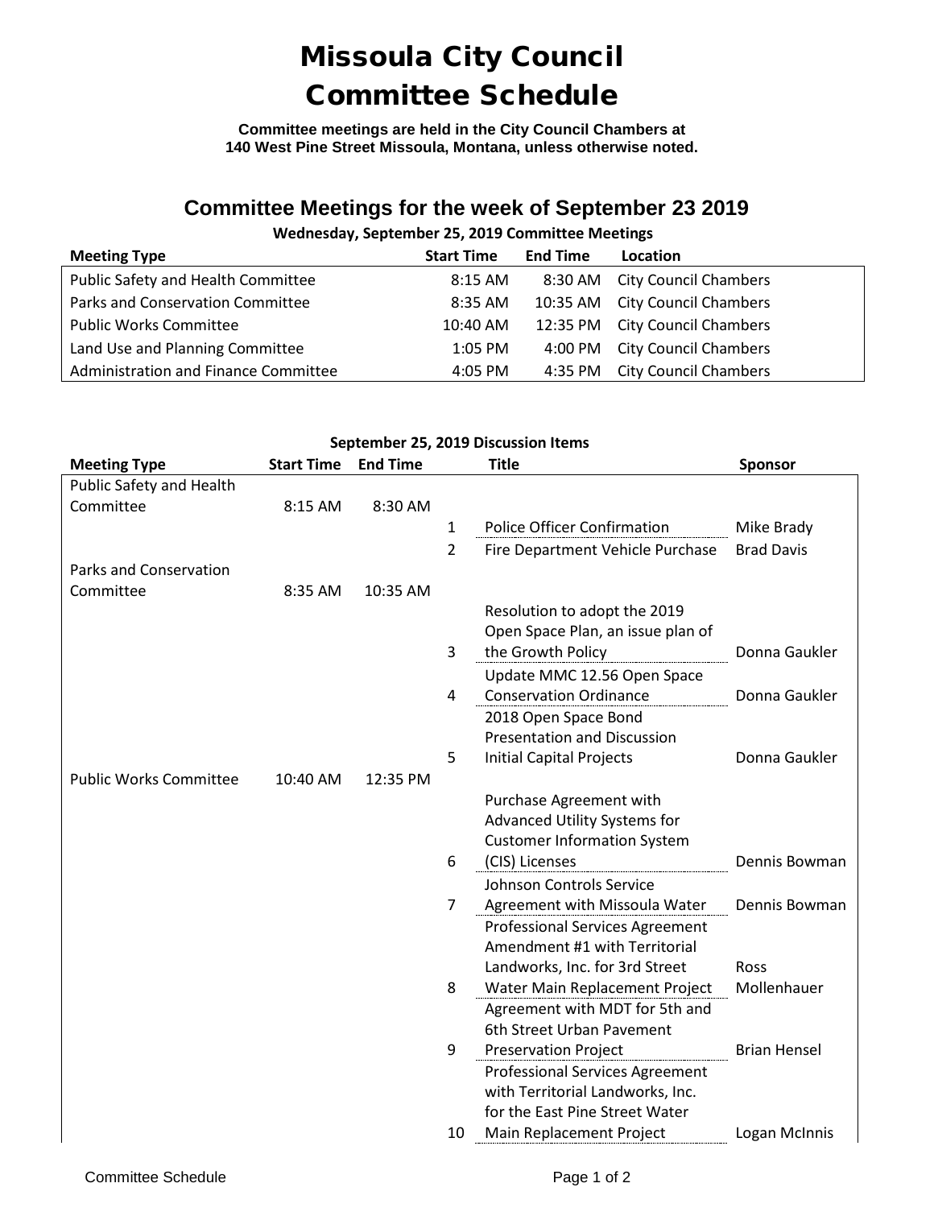# Missoula City Council Committee Schedule

**Committee meetings are held in the City Council Chambers at 140 West Pine Street Missoula, Montana, unless otherwise noted.**

## Committee Meetings for the week of September 23 2019

**Wednesday, September 25, 2019 Committee Meetings**

| Meeting Type | Start Time | End Time | Location |
|---|---|---|---|
| Public Safety and Health Committee | 8:15 AM | 8:30 AM | City Council Chambers |
| Parks and Conservation Committee | 8:35 AM | 10:35 AM | City Council Chambers |
| Public Works Committee | 10:40 AM | 12:35 PM | City Council Chambers |
| Land Use and Planning Committee | 1:05 PM | 4:00 PM | City Council Chambers |
| Administration and Finance Committee | 4:05 PM | 4:35 PM | City Council Chambers |

**September 25, 2019 Discussion Items**

| Meeting Type | Start Time | End Time | | Title | Sponsor |
|---|---|---|---|---|---|
| Public Safety and Health Committee | 8:15 AM | 8:30 AM | | | |
| | | | 1 | Police Officer Confirmation | Mike Brady |
| | | | 2 | Fire Department Vehicle Purchase | Brad Davis |
| Parks and Conservation Committee | 8:35 AM | 10:35 AM | | | |
| | | | 3 | Resolution to adopt the 2019 Open Space Plan, an issue plan of the Growth Policy | Donna Gaukler |
| | | | 4 | Update MMC 12.56 Open Space Conservation Ordinance | Donna Gaukler |
| | | | 5 | 2018 Open Space Bond Presentation and Discussion Initial Capital Projects | Donna Gaukler |
| Public Works Committee | 10:40 AM | 12:35 PM | | | |
| | | | 6 | Purchase Agreement with Advanced Utility Systems for Customer Information System (CIS) Licenses | Dennis Bowman |
| | | | 7 | Johnson Controls Service Agreement with Missoula Water | Dennis Bowman |
| | | | 8 | Professional Services Agreement Amendment #1 with Territorial Landworks, Inc. for 3rd Street Water Main Replacement Project | Ross Mollenhauer |
| | | | 9 | Agreement with MDT for 5th and 6th Street Urban Pavement Preservation Project | Brian Hensel |
| | | | 10 | Professional Services Agreement with Territorial Landworks, Inc. for the East Pine Street Water Main Replacement Project | Logan McInnis |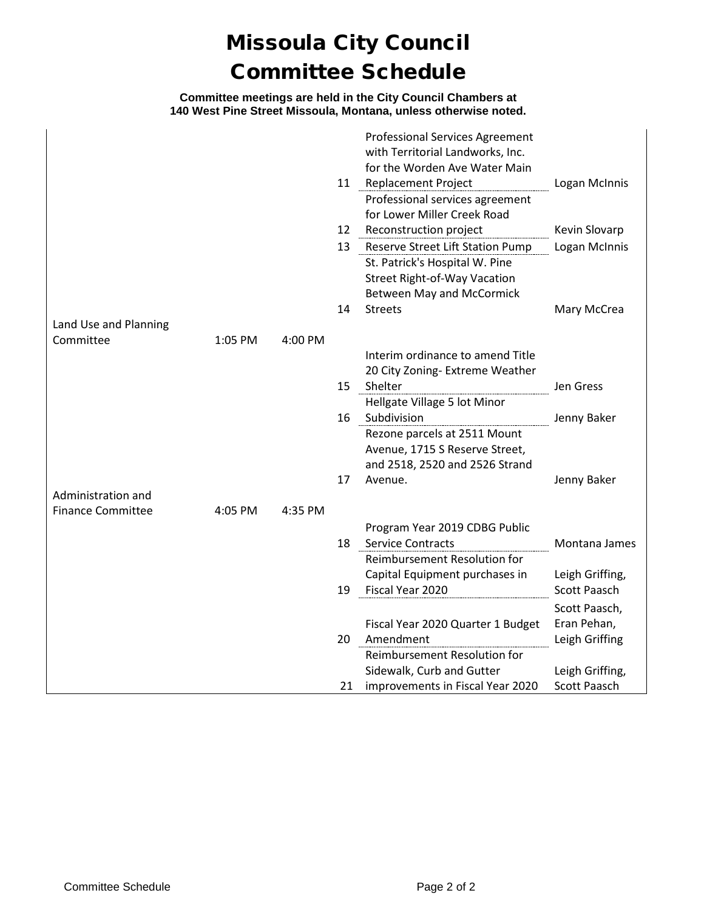# Missoula City Council
# Committee Schedule

**Committee meetings are held in the City Council Chambers at 140 West Pine Street Missoula, Montana, unless otherwise noted.**

| | | | | | |
|---|---|---|---|---|---|
| | | | 11 | Professional Services Agreement with Territorial Landworks, Inc. for the Worden Ave Water Main Replacement Project | Logan McInnis |
| | | | 12 | Professional services agreement for Lower Miller Creek Road Reconstruction project | Kevin Slovarp |
| | | | 13 | Reserve Street Lift Station Pump | Logan McInnis |
| | | | 14 | St. Patrick's Hospital W. Pine Street Right-of-Way Vacation Between May and McCormick Streets | Mary McCrea |
| Land Use and Planning Committee | 1:05 PM | 4:00 PM | | | |
| | | | 15 | Interim ordinance to amend Title 20 City Zoning- Extreme Weather Shelter | Jen Gress |
| | | | 16 | Hellgate Village 5 lot Minor Subdivision | Jenny Baker |
| | | | 17 | Rezone parcels at 2511 Mount Avenue, 1715 S Reserve Street, and 2518, 2520 and 2526 Strand Avenue. | Jenny Baker |
| Administration and Finance Committee | 4:05 PM | 4:35 PM | | | |
| | | | 18 | Program Year 2019 CDBG Public Service Contracts | Montana James |
| | | | 19 | Reimbursement Resolution for Capital Equipment purchases in Fiscal Year 2020 | Leigh Griffing, Scott Paasch |
| | | | 20 | Fiscal Year 2020 Quarter 1 Budget Amendment | Scott Paasch, Eran Pehan, Leigh Griffing |
| | | | 21 | Reimbursement Resolution for Sidewalk, Curb and Gutter improvements in Fiscal Year 2020 | Leigh Griffing, Scott Paasch |